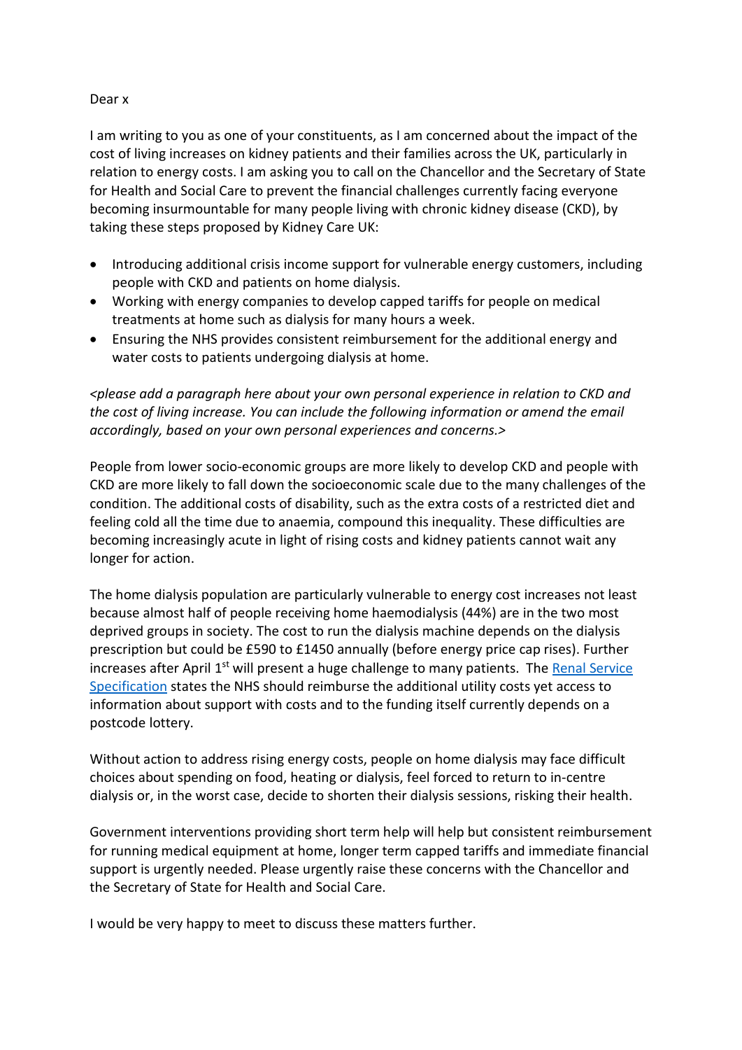Dear x

I am writing to you as one of your constituents, as I am concerned about the impact of the cost of living increases on kidney patients and their families across the UK, particularly in relation to energy costs. I am asking you to call on the Chancellor and the Secretary of State for Health and Social Care to prevent the financial challenges currently facing everyone becoming insurmountable for many people living with chronic kidney disease (CKD), by taking these steps proposed by Kidney Care UK:

- Introducing additional crisis income support for vulnerable energy customers, including people with CKD and patients on home dialysis.
- Working with energy companies to develop capped tariffs for people on medical treatments at home such as dialysis for many hours a week.
- Ensuring the NHS provides consistent reimbursement for the additional energy and water costs to patients undergoing dialysis at home.

*<please add a paragraph here about your own personal experience in relation to CKD and the cost of living increase. You can include the following information or amend the email accordingly, based on your own personal experiences and concerns.>*

People from lower socio-economic groups are more likely to develop CKD and people with CKD are more likely to fall down the socioeconomic scale due to the many challenges of the condition. The additional costs of disability, such as the extra costs of a restricted diet and feeling cold all the time due to anaemia, compound this inequality. These difficulties are becoming increasingly acute in light of rising costs and kidney patients cannot wait any longer for action.

The home dialysis population are particularly vulnerable to energy cost increases not least because almost half of people receiving home haemodialysis (44%) are in the two most deprived groups in society. The cost to run the dialysis machine depends on the dialysis prescription but could be £590 to £1450 annually (before energy price cap rises). Further increases after April 1st will present a huge challenge to many patients. The [Renal Service Specification] states the NHS should reimburse the additional utility costs yet access to information about support with costs and to the funding itself currently depends on a postcode lottery.

Without action to address rising energy costs, people on home dialysis may face difficult choices about spending on food, heating or dialysis, feel forced to return to in-centre dialysis or, in the worst case, decide to shorten their dialysis sessions, risking their health.

Government interventions providing short term help will help but consistent reimbursement for running medical equipment at home, longer term capped tariffs and immediate financial support is urgently needed. Please urgently raise these concerns with the Chancellor and the Secretary of State for Health and Social Care.

I would be very happy to meet to discuss these matters further.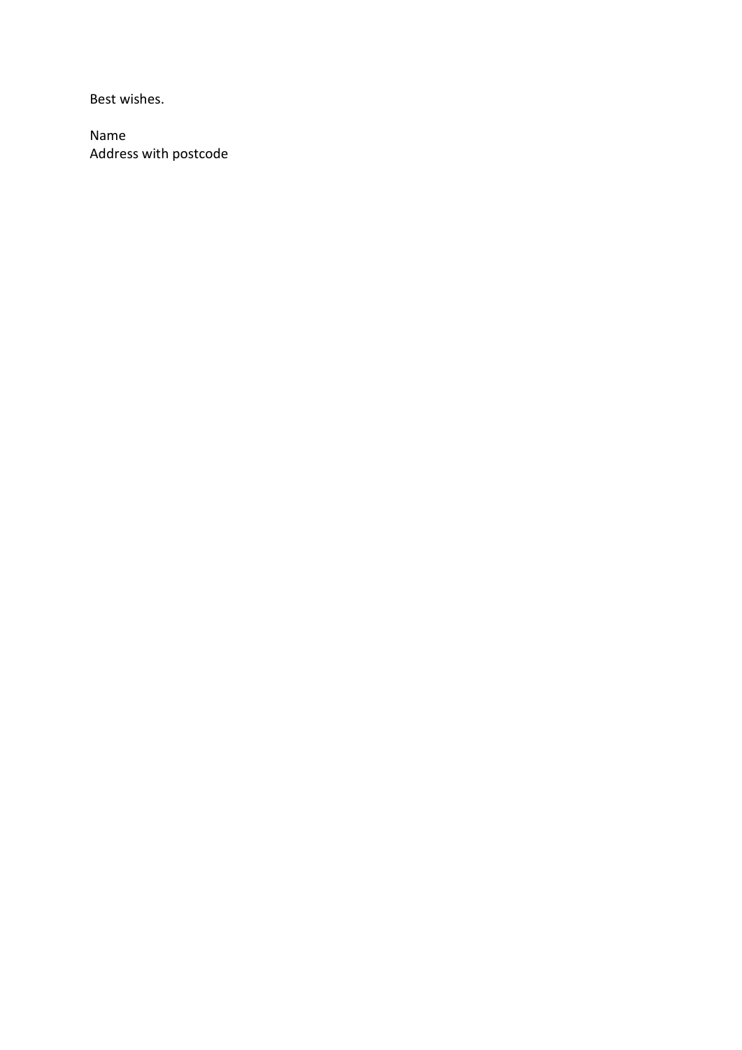Best wishes.

Name
Address with postcode